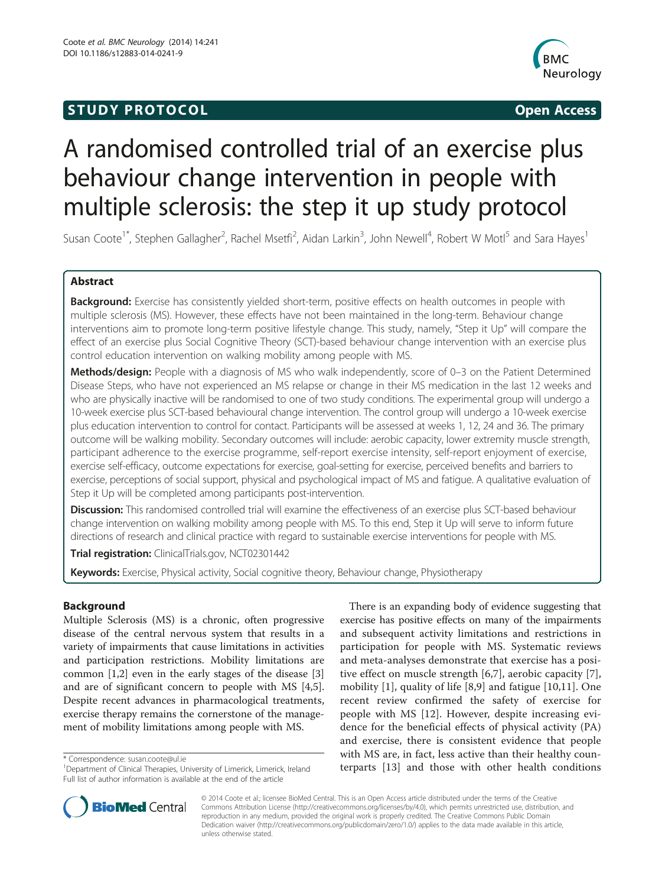**STUDY PROTOCOL** **Open Access**

# A randomised controlled trial of an exercise plus behaviour change intervention in people with multiple sclerosis: the step it up study protocol

Susan Coote[1*], Stephen Gallagher[2], Rachel Msetfi[2], Aidan Larkin[3], John Newell[4], Robert W Motl[5] and Sara Hayes[1]

## Abstract

**Background:** Exercise has consistently yielded short-term, positive effects on health outcomes in people with multiple sclerosis (MS). However, these effects have not been maintained in the long-term. Behaviour change interventions aim to promote long-term positive lifestyle change. This study, namely, "Step it Up" will compare the effect of an exercise plus Social Cognitive Theory (SCT)-based behaviour change intervention with an exercise plus control education intervention on walking mobility among people with MS.

**Methods/design:** People with a diagnosis of MS who walk independently, score of 0–3 on the Patient Determined Disease Steps, who have not experienced an MS relapse or change in their MS medication in the last 12 weeks and who are physically inactive will be randomised to one of two study conditions. The experimental group will undergo a 10-week exercise plus SCT-based behavioural change intervention. The control group will undergo a 10-week exercise plus education intervention to control for contact. Participants will be assessed at weeks 1, 12, 24 and 36. The primary outcome will be walking mobility. Secondary outcomes will include: aerobic capacity, lower extremity muscle strength, participant adherence to the exercise programme, self-report exercise intensity, self-report enjoyment of exercise, exercise self-efficacy, outcome expectations for exercise, goal-setting for exercise, perceived benefits and barriers to exercise, perceptions of social support, physical and psychological impact of MS and fatigue. A qualitative evaluation of Step it Up will be completed among participants post-intervention.

**Discussion:** This randomised controlled trial will examine the effectiveness of an exercise plus SCT-based behaviour change intervention on walking mobility among people with MS. To this end, Step it Up will serve to inform future directions of research and clinical practice with regard to sustainable exercise interventions for people with MS.

**Trial registration:** ClinicalTrials.gov, NCT02301442

**Keywords:** Exercise, Physical activity, Social cognitive theory, Behaviour change, Physiotherapy

## Background

Multiple Sclerosis (MS) is a chronic, often progressive disease of the central nervous system that results in a variety of impairments that cause limitations in activities and participation restrictions. Mobility limitations are common [1,2] even in the early stages of the disease [3] and are of significant concern to people with MS [4,5]. Despite recent advances in pharmacological treatments, exercise therapy remains the cornerstone of the management of mobility limitations among people with MS.

There is an expanding body of evidence suggesting that exercise has positive effects on many of the impairments and subsequent activity limitations and restrictions in participation for people with MS. Systematic reviews and meta-analyses demonstrate that exercise has a positive effect on muscle strength [6,7], aerobic capacity [7], mobility [1], quality of life [8,9] and fatigue [10,11]. One recent review confirmed the safety of exercise for people with MS [12]. However, despite increasing evidence for the beneficial effects of physical activity (PA) and exercise, there is consistent evidence that people with MS are, in fact, less active than their healthy counterparts [13] and those with other health conditions

\* Correspondence: susan.coote@ul.ie
[1]Department of Clinical Therapies, University of Limerick, Limerick, Ireland
Full list of author information is available at the end of the article

© 2014 Coote et al.; licensee BioMed Central. This is an Open Access article distributed under the terms of the Creative Commons Attribution License (http://creativecommons.org/licenses/by/4.0), which permits unrestricted use, distribution, and reproduction in any medium, provided the original work is properly credited. The Creative Commons Public Domain Dedication waiver (http://creativecommons.org/publicdomain/zero/1.0/) applies to the data made available in this article, unless otherwise stated.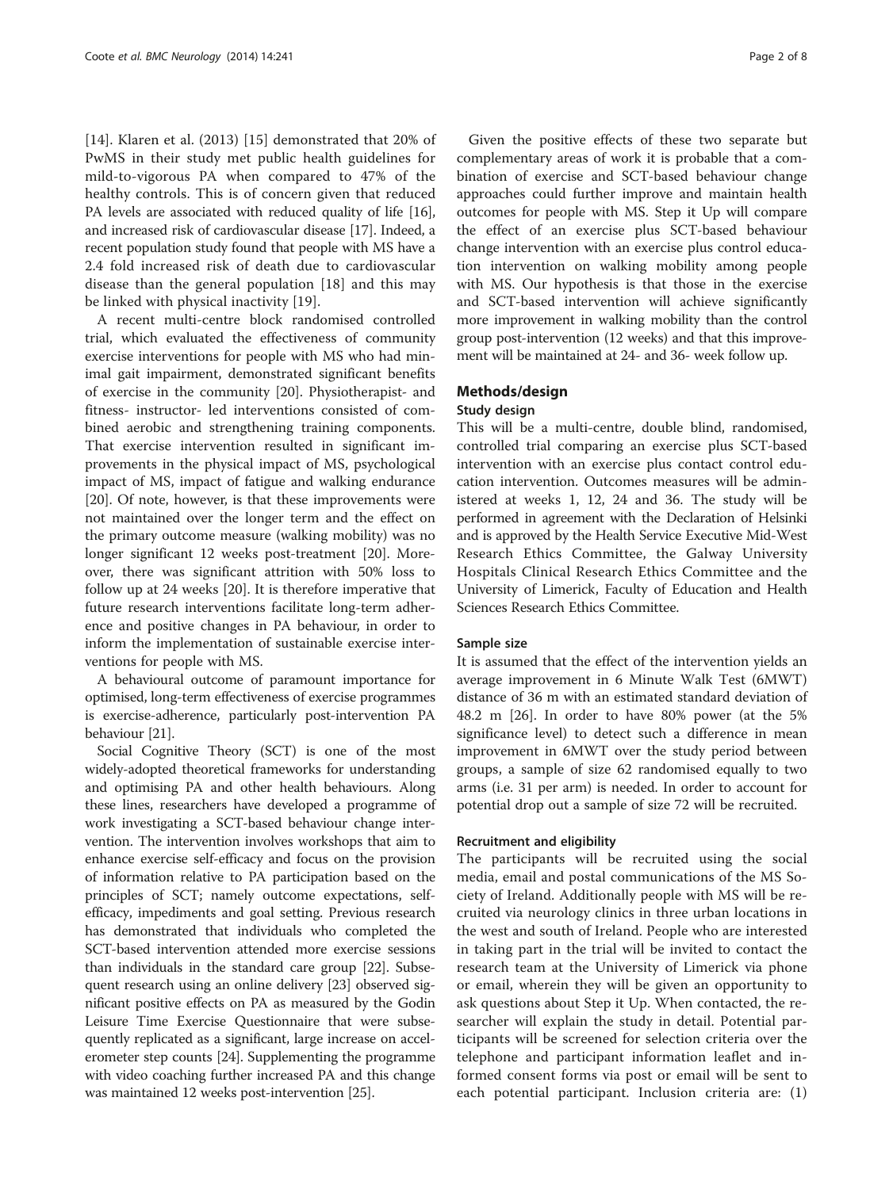[14]. Klaren et al. (2013) [15] demonstrated that 20% of PwMS in their study met public health guidelines for mild-to-vigorous PA when compared to 47% of the healthy controls. This is of concern given that reduced PA levels are associated with reduced quality of life [16], and increased risk of cardiovascular disease [17]. Indeed, a recent population study found that people with MS have a 2.4 fold increased risk of death due to cardiovascular disease than the general population [18] and this may be linked with physical inactivity [19].

A recent multi-centre block randomised controlled trial, which evaluated the effectiveness of community exercise interventions for people with MS who had minimal gait impairment, demonstrated significant benefits of exercise in the community [20]. Physiotherapist- and fitness- instructor- led interventions consisted of combined aerobic and strengthening training components. That exercise intervention resulted in significant improvements in the physical impact of MS, psychological impact of MS, impact of fatigue and walking endurance [20]. Of note, however, is that these improvements were not maintained over the longer term and the effect on the primary outcome measure (walking mobility) was no longer significant 12 weeks post-treatment [20]. Moreover, there was significant attrition with 50% loss to follow up at 24 weeks [20]. It is therefore imperative that future research interventions facilitate long-term adherence and positive changes in PA behaviour, in order to inform the implementation of sustainable exercise interventions for people with MS.

A behavioural outcome of paramount importance for optimised, long-term effectiveness of exercise programmes is exercise-adherence, particularly post-intervention PA behaviour [21].

Social Cognitive Theory (SCT) is one of the most widely-adopted theoretical frameworks for understanding and optimising PA and other health behaviours. Along these lines, researchers have developed a programme of work investigating a SCT-based behaviour change intervention. The intervention involves workshops that aim to enhance exercise self-efficacy and focus on the provision of information relative to PA participation based on the principles of SCT; namely outcome expectations, self-efficacy, impediments and goal setting. Previous research has demonstrated that individuals who completed the SCT-based intervention attended more exercise sessions than individuals in the standard care group [22]. Subsequent research using an online delivery [23] observed significant positive effects on PA as measured by the Godin Leisure Time Exercise Questionnaire that were subsequently replicated as a significant, large increase on accelerometer step counts [24]. Supplementing the programme with video coaching further increased PA and this change was maintained 12 weeks post-intervention [25].

Given the positive effects of these two separate but complementary areas of work it is probable that a combination of exercise and SCT-based behaviour change approaches could further improve and maintain health outcomes for people with MS. Step it Up will compare the effect of an exercise plus SCT-based behaviour change intervention with an exercise plus control education intervention on walking mobility among people with MS. Our hypothesis is that those in the exercise and SCT-based intervention will achieve significantly more improvement in walking mobility than the control group post-intervention (12 weeks) and that this improvement will be maintained at 24- and 36- week follow up.

## Methods/design

### Study design

This will be a multi-centre, double blind, randomised, controlled trial comparing an exercise plus SCT-based intervention with an exercise plus contact control education intervention. Outcomes measures will be administered at weeks 1, 12, 24 and 36. The study will be performed in agreement with the Declaration of Helsinki and is approved by the Health Service Executive Mid-West Research Ethics Committee, the Galway University Hospitals Clinical Research Ethics Committee and the University of Limerick, Faculty of Education and Health Sciences Research Ethics Committee.

#### Sample size

It is assumed that the effect of the intervention yields an average improvement in 6 Minute Walk Test (6MWT) distance of 36 m with an estimated standard deviation of 48.2 m [26]. In order to have 80% power (at the 5% significance level) to detect such a difference in mean improvement in 6MWT over the study period between groups, a sample of size 62 randomised equally to two arms (i.e. 31 per arm) is needed. In order to account for potential drop out a sample of size 72 will be recruited.

#### Recruitment and eligibility

The participants will be recruited using the social media, email and postal communications of the MS Society of Ireland. Additionally people with MS will be recruited via neurology clinics in three urban locations in the west and south of Ireland. People who are interested in taking part in the trial will be invited to contact the research team at the University of Limerick via phone or email, wherein they will be given an opportunity to ask questions about Step it Up. When contacted, the researcher will explain the study in detail. Potential participants will be screened for selection criteria over the telephone and participant information leaflet and informed consent forms via post or email will be sent to each potential participant. Inclusion criteria are: (1)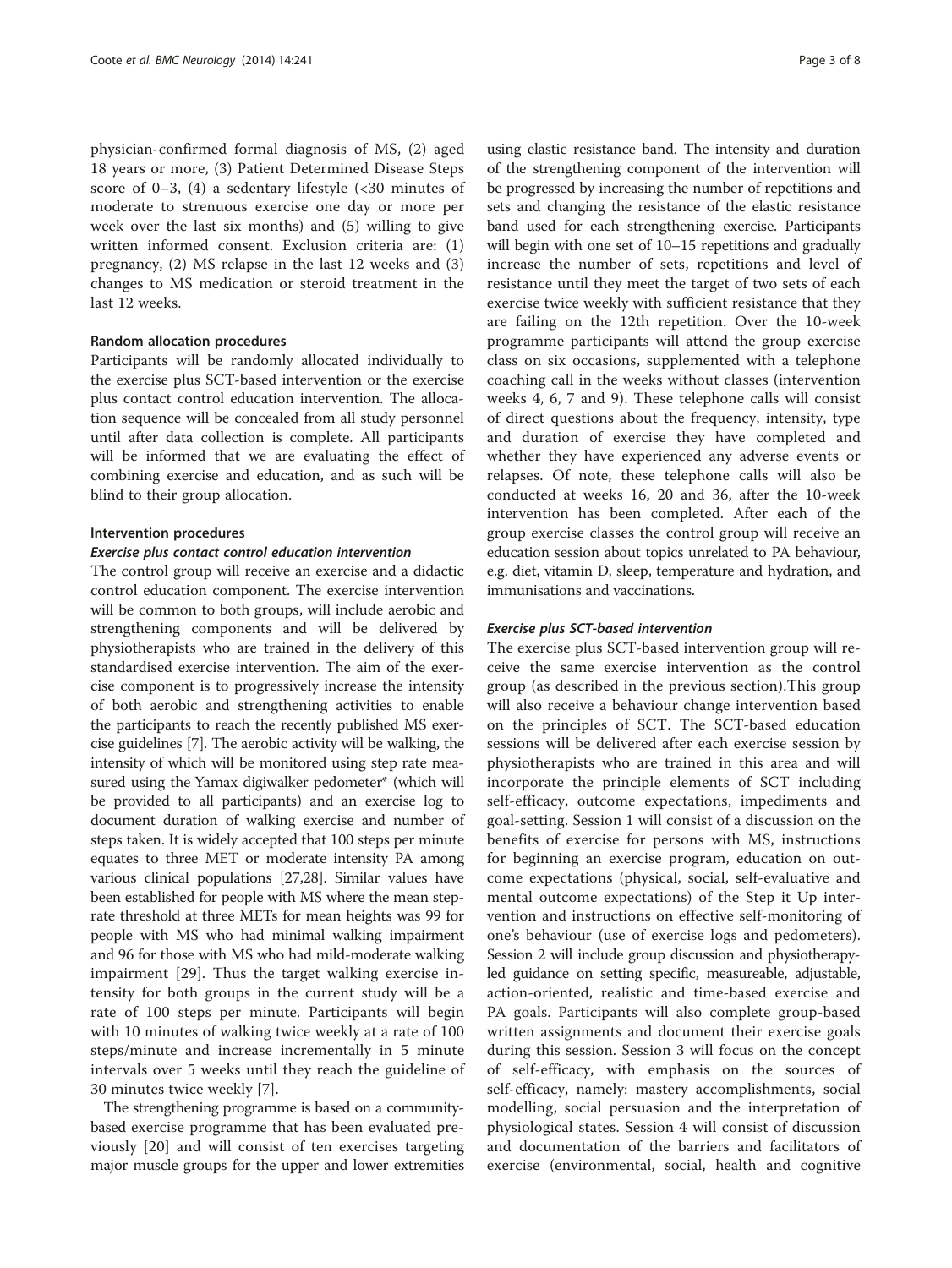physician-confirmed formal diagnosis of MS, (2) aged 18 years or more, (3) Patient Determined Disease Steps score of 0–3, (4) a sedentary lifestyle (<30 minutes of moderate to strenuous exercise one day or more per week over the last six months) and (5) willing to give written informed consent. Exclusion criteria are: (1) pregnancy, (2) MS relapse in the last 12 weeks and (3) changes to MS medication or steroid treatment in the last 12 weeks.

#### Random allocation procedures

Participants will be randomly allocated individually to the exercise plus SCT-based intervention or the exercise plus contact control education intervention. The allocation sequence will be concealed from all study personnel until after data collection is complete. All participants will be informed that we are evaluating the effect of combining exercise and education, and as such will be blind to their group allocation.

#### Intervention procedures

##### *Exercise plus contact control education intervention*

The control group will receive an exercise and a didactic control education component. The exercise intervention will be common to both groups, will include aerobic and strengthening components and will be delivered by physiotherapists who are trained in the delivery of this standardised exercise intervention. The aim of the exercise component is to progressively increase the intensity of both aerobic and strengthening activities to enable the participants to reach the recently published MS exercise guidelines [7]. The aerobic activity will be walking, the intensity of which will be monitored using step rate measured using the Yamax digiwalker pedometer® (which will be provided to all participants) and an exercise log to document duration of walking exercise and number of steps taken. It is widely accepted that 100 steps per minute equates to three MET or moderate intensity PA among various clinical populations [27,28]. Similar values have been established for people with MS where the mean step-rate threshold at three METs for mean heights was 99 for people with MS who had minimal walking impairment and 96 for those with MS who had mild-moderate walking impairment [29]. Thus the target walking exercise intensity for both groups in the current study will be a rate of 100 steps per minute. Participants will begin with 10 minutes of walking twice weekly at a rate of 100 steps/minute and increase incrementally in 5 minute intervals over 5 weeks until they reach the guideline of 30 minutes twice weekly [7].

The strengthening programme is based on a community-based exercise programme that has been evaluated previously [20] and will consist of ten exercises targeting major muscle groups for the upper and lower extremities using elastic resistance band. The intensity and duration of the strengthening component of the intervention will be progressed by increasing the number of repetitions and sets and changing the resistance of the elastic resistance band used for each strengthening exercise. Participants will begin with one set of 10–15 repetitions and gradually increase the number of sets, repetitions and level of resistance until they meet the target of two sets of each exercise twice weekly with sufficient resistance that they are failing on the 12th repetition. Over the 10-week programme participants will attend the group exercise class on six occasions, supplemented with a telephone coaching call in the weeks without classes (intervention weeks 4, 6, 7 and 9). These telephone calls will consist of direct questions about the frequency, intensity, type and duration of exercise they have completed and whether they have experienced any adverse events or relapses. Of note, these telephone calls will also be conducted at weeks 16, 20 and 36, after the 10-week intervention has been completed. After each of the group exercise classes the control group will receive an education session about topics unrelated to PA behaviour, e.g. diet, vitamin D, sleep, temperature and hydration, and immunisations and vaccinations.

##### *Exercise plus SCT-based intervention*

The exercise plus SCT-based intervention group will receive the same exercise intervention as the control group (as described in the previous section).This group will also receive a behaviour change intervention based on the principles of SCT. The SCT-based education sessions will be delivered after each exercise session by physiotherapists who are trained in this area and will incorporate the principle elements of SCT including self-efficacy, outcome expectations, impediments and goal-setting. Session 1 will consist of a discussion on the benefits of exercise for persons with MS, instructions for beginning an exercise program, education on outcome expectations (physical, social, self-evaluative and mental outcome expectations) of the Step it Up intervention and instructions on effective self-monitoring of one's behaviour (use of exercise logs and pedometers). Session 2 will include group discussion and physiotherapy-led guidance on setting specific, measureable, adjustable, action-oriented, realistic and time-based exercise and PA goals. Participants will also complete group-based written assignments and document their exercise goals during this session. Session 3 will focus on the concept of self-efficacy, with emphasis on the sources of self-efficacy, namely: mastery accomplishments, social modelling, social persuasion and the interpretation of physiological states. Session 4 will consist of discussion and documentation of the barriers and facilitators of exercise (environmental, social, health and cognitive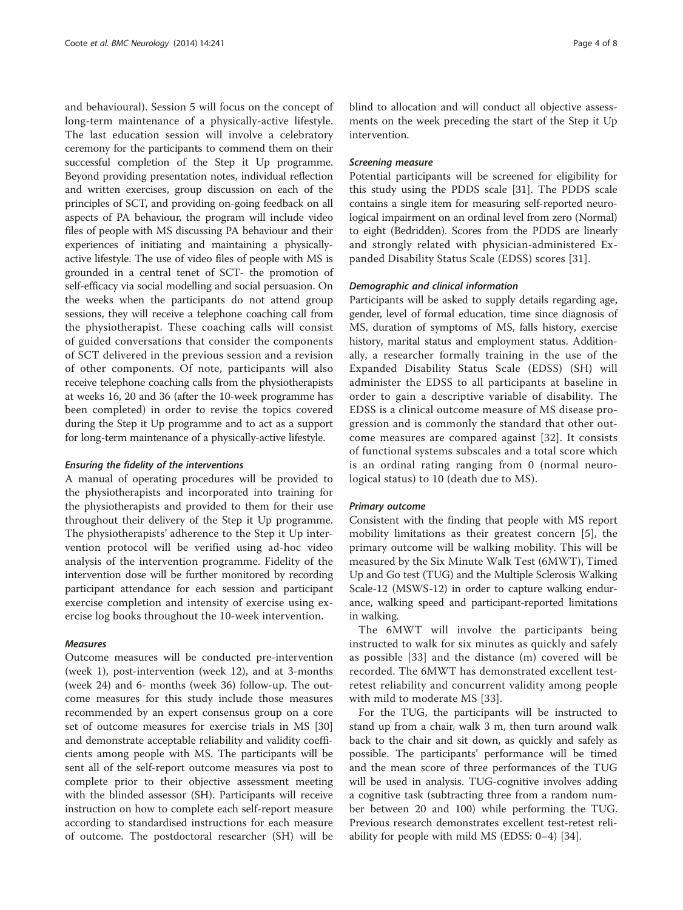and behavioural). Session 5 will focus on the concept of long-term maintenance of a physically-active lifestyle. The last education session will involve a celebratory ceremony for the participants to commend them on their successful completion of the Step it Up programme. Beyond providing presentation notes, individual reflection and written exercises, group discussion on each of the principles of SCT, and providing on-going feedback on all aspects of PA behaviour, the program will include video files of people with MS discussing PA behaviour and their experiences of initiating and maintaining a physically-active lifestyle. The use of video files of people with MS is grounded in a central tenet of SCT- the promotion of self-efficacy via social modelling and social persuasion. On the weeks when the participants do not attend group sessions, they will receive a telephone coaching call from the physiotherapist. These coaching calls will consist of guided conversations that consider the components of SCT delivered in the previous session and a revision of other components. Of note, participants will also receive telephone coaching calls from the physiotherapists at weeks 16, 20 and 36 (after the 10-week programme has been completed) in order to revise the topics covered during the Step it Up programme and to act as a support for long-term maintenance of a physically-active lifestyle.

#### *Ensuring the fidelity of the interventions*

A manual of operating procedures will be provided to the physiotherapists and incorporated into training for the physiotherapists and provided to them for their use throughout their delivery of the Step it Up programme. The physiotherapists' adherence to the Step it Up intervention protocol will be verified using ad-hoc video analysis of the intervention programme. Fidelity of the intervention dose will be further monitored by recording participant attendance for each session and participant exercise completion and intensity of exercise using exercise log books throughout the 10-week intervention.

#### *Measures*

Outcome measures will be conducted pre-intervention (week 1), post-intervention (week 12), and at 3-months (week 24) and 6- months (week 36) follow-up. The outcome measures for this study include those measures recommended by an expert consensus group on a core set of outcome measures for exercise trials in MS [30] and demonstrate acceptable reliability and validity coefficients among people with MS. The participants will be sent all of the self-report outcome measures via post to complete prior to their objective assessment meeting with the blinded assessor (SH). Participants will receive instruction on how to complete each self-report measure according to standardised instructions for each measure of outcome. The postdoctoral researcher (SH) will be blind to allocation and will conduct all objective assessments on the week preceding the start of the Step it Up intervention.

#### *Screening measure*

Potential participants will be screened for eligibility for this study using the PDDS scale [31]. The PDDS scale contains a single item for measuring self-reported neurological impairment on an ordinal level from zero (Normal) to eight (Bedridden). Scores from the PDDS are linearly and strongly related with physician-administered Expanded Disability Status Scale (EDSS) scores [31].

#### *Demographic and clinical information*

Participants will be asked to supply details regarding age, gender, level of formal education, time since diagnosis of MS, duration of symptoms of MS, falls history, exercise history, marital status and employment status. Additionally, a researcher formally training in the use of the Expanded Disability Status Scale (EDSS) (SH) will administer the EDSS to all participants at baseline in order to gain a descriptive variable of disability. The EDSS is a clinical outcome measure of MS disease progression and is commonly the standard that other outcome measures are compared against [32]. It consists of functional systems subscales and a total score which is an ordinal rating ranging from 0 (normal neurological status) to 10 (death due to MS).

#### *Primary outcome*

Consistent with the finding that people with MS report mobility limitations as their greatest concern [5], the primary outcome will be walking mobility. This will be measured by the Six Minute Walk Test (6MWT), Timed Up and Go test (TUG) and the Multiple Sclerosis Walking Scale-12 (MSWS-12) in order to capture walking endurance, walking speed and participant-reported limitations in walking.

The 6MWT will involve the participants being instructed to walk for six minutes as quickly and safely as possible [33] and the distance (m) covered will be recorded. The 6MWT has demonstrated excellent test-retest reliability and concurrent validity among people with mild to moderate MS [33].

For the TUG, the participants will be instructed to stand up from a chair, walk 3 m, then turn around walk back to the chair and sit down, as quickly and safely as possible. The participants' performance will be timed and the mean score of three performances of the TUG will be used in analysis. TUG-cognitive involves adding a cognitive task (subtracting three from a random number between 20 and 100) while performing the TUG. Previous research demonstrates excellent test-retest reliability for people with mild MS (EDSS: 0–4) [34].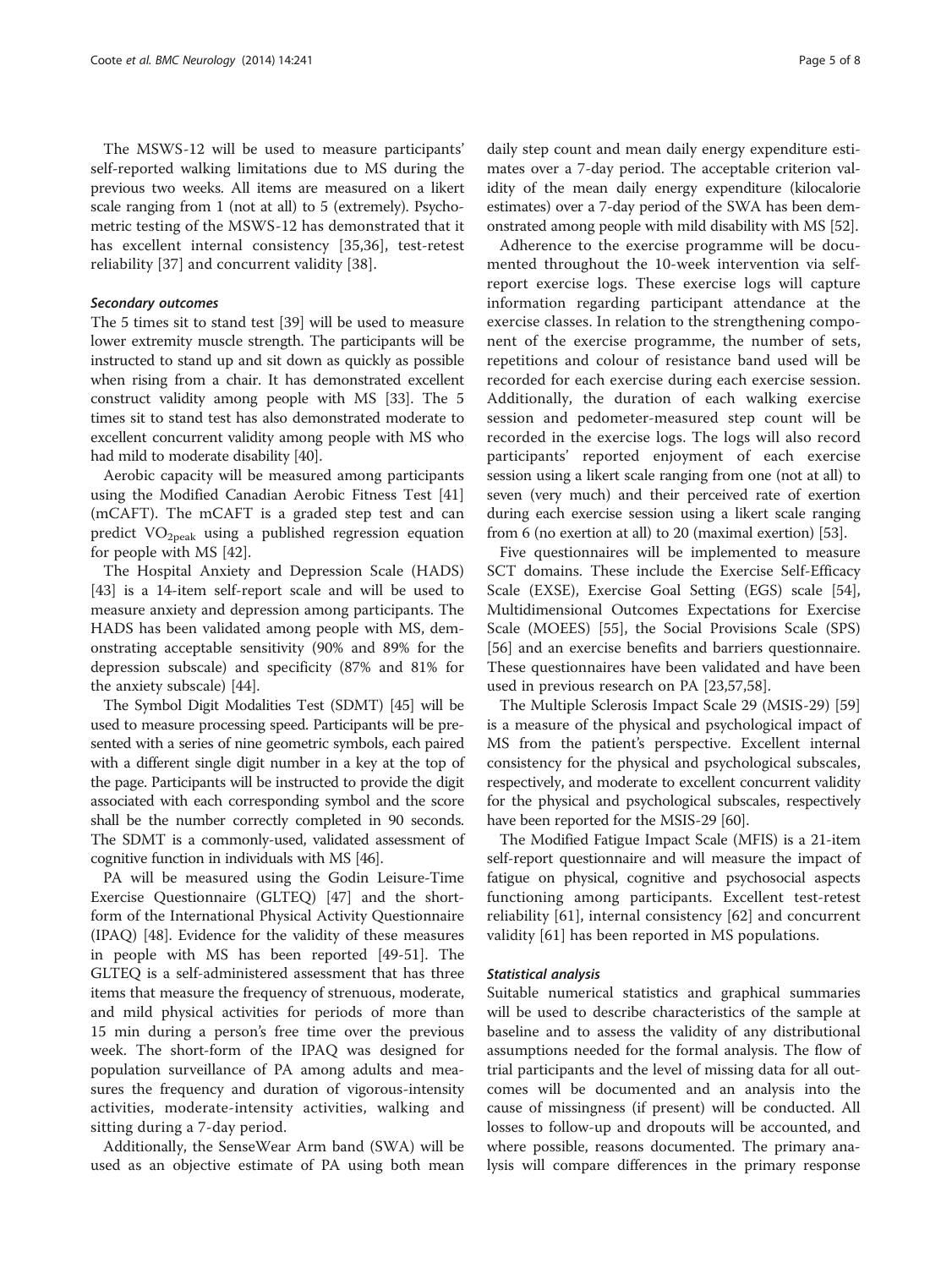The MSWS-12 will be used to measure participants' self-reported walking limitations due to MS during the previous two weeks. All items are measured on a likert scale ranging from 1 (not at all) to 5 (extremely). Psychometric testing of the MSWS-12 has demonstrated that it has excellent internal consistency [35,36], test-retest reliability [37] and concurrent validity [38].

#### Secondary outcomes

The 5 times sit to stand test [39] will be used to measure lower extremity muscle strength. The participants will be instructed to stand up and sit down as quickly as possible when rising from a chair. It has demonstrated excellent construct validity among people with MS [33]. The 5 times sit to stand test has also demonstrated moderate to excellent concurrent validity among people with MS who had mild to moderate disability [40].

Aerobic capacity will be measured among participants using the Modified Canadian Aerobic Fitness Test [41] (mCAFT). The mCAFT is a graded step test and can predict $VO_{2peak}$ using a published regression equation for people with MS [42].

The Hospital Anxiety and Depression Scale (HADS) [43] is a 14-item self-report scale and will be used to measure anxiety and depression among participants. The HADS has been validated among people with MS, demonstrating acceptable sensitivity (90% and 89% for the depression subscale) and specificity (87% and 81% for the anxiety subscale) [44].

The Symbol Digit Modalities Test (SDMT) [45] will be used to measure processing speed. Participants will be presented with a series of nine geometric symbols, each paired with a different single digit number in a key at the top of the page. Participants will be instructed to provide the digit associated with each corresponding symbol and the score shall be the number correctly completed in 90 seconds. The SDMT is a commonly-used, validated assessment of cognitive function in individuals with MS [46].

PA will be measured using the Godin Leisure-Time Exercise Questionnaire (GLTEQ) [47] and the short-form of the International Physical Activity Questionnaire (IPAQ) [48]. Evidence for the validity of these measures in people with MS has been reported [49-51]. The GLTEQ is a self-administered assessment that has three items that measure the frequency of strenuous, moderate, and mild physical activities for periods of more than 15 min during a person's free time over the previous week. The short-form of the IPAQ was designed for population surveillance of PA among adults and measures the frequency and duration of vigorous-intensity activities, moderate-intensity activities, walking and sitting during a 7-day period.

Additionally, the SenseWear Arm band (SWA) will be used as an objective estimate of PA using both mean daily step count and mean daily energy expenditure estimates over a 7-day period. The acceptable criterion validity of the mean daily energy expenditure (kilocalorie estimates) over a 7-day period of the SWA has been demonstrated among people with mild disability with MS [52].

Adherence to the exercise programme will be documented throughout the 10-week intervention via self-report exercise logs. These exercise logs will capture information regarding participant attendance at the exercise classes. In relation to the strengthening component of the exercise programme, the number of sets, repetitions and colour of resistance band used will be recorded for each exercise during each exercise session. Additionally, the duration of each walking exercise session and pedometer-measured step count will be recorded in the exercise logs. The logs will also record participants' reported enjoyment of each exercise session using a likert scale ranging from one (not at all) to seven (very much) and their perceived rate of exertion during each exercise session using a likert scale ranging from 6 (no exertion at all) to 20 (maximal exertion) [53].

Five questionnaires will be implemented to measure SCT domains. These include the Exercise Self-Efficacy Scale (EXSE), Exercise Goal Setting (EGS) scale [54], Multidimensional Outcomes Expectations for Exercise Scale (MOEES) [55], the Social Provisions Scale (SPS) [56] and an exercise benefits and barriers questionnaire. These questionnaires have been validated and have been used in previous research on PA [23,57,58].

The Multiple Sclerosis Impact Scale 29 (MSIS-29) [59] is a measure of the physical and psychological impact of MS from the patient's perspective. Excellent internal consistency for the physical and psychological subscales, respectively, and moderate to excellent concurrent validity for the physical and psychological subscales, respectively have been reported for the MSIS-29 [60].

The Modified Fatigue Impact Scale (MFIS) is a 21-item self-report questionnaire and will measure the impact of fatigue on physical, cognitive and psychosocial aspects functioning among participants. Excellent test-retest reliability [61], internal consistency [62] and concurrent validity [61] has been reported in MS populations.

#### Statistical analysis

Suitable numerical statistics and graphical summaries will be used to describe characteristics of the sample at baseline and to assess the validity of any distributional assumptions needed for the formal analysis. The flow of trial participants and the level of missing data for all outcomes will be documented and an analysis into the cause of missingness (if present) will be conducted. All losses to follow-up and dropouts will be accounted, and where possible, reasons documented. The primary analysis will compare differences in the primary response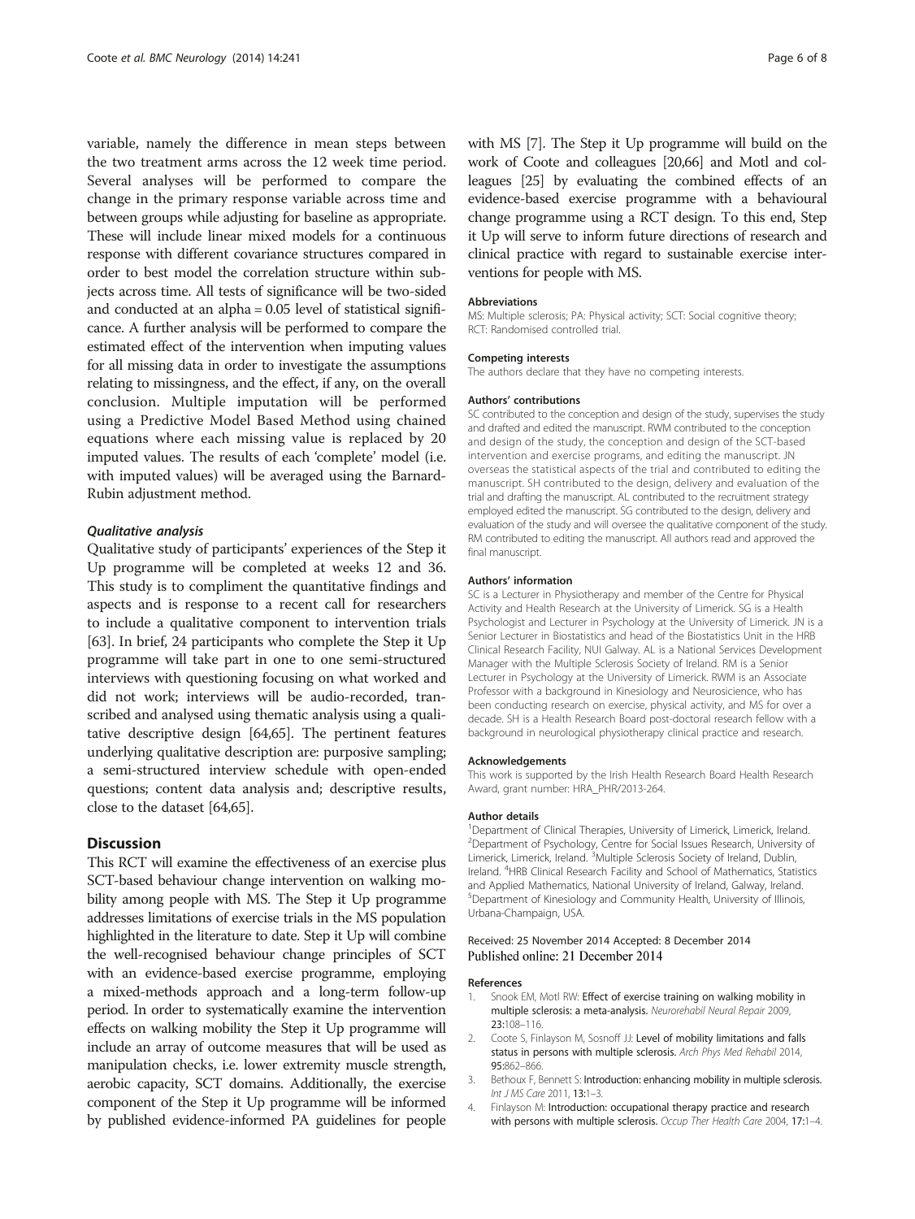variable, namely the difference in mean steps between the two treatment arms across the 12 week time period. Several analyses will be performed to compare the change in the primary response variable across time and between groups while adjusting for baseline as appropriate. These will include linear mixed models for a continuous response with different covariance structures compared in order to best model the correlation structure within subjects across time. All tests of significance will be two-sided and conducted at an alpha = 0.05 level of statistical significance. A further analysis will be performed to compare the estimated effect of the intervention when imputing values for all missing data in order to investigate the assumptions relating to missingness, and the effect, if any, on the overall conclusion. Multiple imputation will be performed using a Predictive Model Based Method using chained equations where each missing value is replaced by 20 imputed values. The results of each 'complete' model (i.e. with imputed values) will be averaged using the Barnard-Rubin adjustment method.

#### *Qualitative analysis*

Qualitative study of participants' experiences of the Step it Up programme will be completed at weeks 12 and 36. This study is to compliment the quantitative findings and aspects and is response to a recent call for researchers to include a qualitative component to intervention trials [63]. In brief, 24 participants who complete the Step it Up programme will take part in one to one semi-structured interviews with questioning focusing on what worked and did not work; interviews will be audio-recorded, transcribed and analysed using thematic analysis using a qualitative descriptive design [64,65]. The pertinent features underlying qualitative description are: purposive sampling; a semi-structured interview schedule with open-ended questions; content data analysis and; descriptive results, close to the dataset [64,65].

## Discussion

This RCT will examine the effectiveness of an exercise plus SCT-based behaviour change intervention on walking mobility among people with MS. The Step it Up programme addresses limitations of exercise trials in the MS population highlighted in the literature to date. Step it Up will combine the well-recognised behaviour change principles of SCT with an evidence-based exercise programme, employing a mixed-methods approach and a long-term follow-up period. In order to systematically examine the intervention effects on walking mobility the Step it Up programme will include an array of outcome measures that will be used as manipulation checks, i.e. lower extremity muscle strength, aerobic capacity, SCT domains. Additionally, the exercise component of the Step it Up programme will be informed by published evidence-informed PA guidelines for people with MS [7]. The Step it Up programme will build on the work of Coote and colleagues [20,66] and Motl and colleagues [25] by evaluating the combined effects of an evidence-based exercise programme with a behavioural change programme using a RCT design. To this end, Step it Up will serve to inform future directions of research and clinical practice with regard to sustainable exercise interventions for people with MS.

#### Abbreviations

MS: Multiple sclerosis; PA: Physical activity; SCT: Social cognitive theory; RCT: Randomised controlled trial.

#### Competing interests

The authors declare that they have no competing interests.

#### Authors' contributions

SC contributed to the conception and design of the study, supervises the study and drafted and edited the manuscript. RWM contributed to the conception and design of the study, the conception and design of the SCT-based intervention and exercise programs, and editing the manuscript. JN overseas the statistical aspects of the trial and contributed to editing the manuscript. SH contributed to the design, delivery and evaluation of the trial and drafting the manuscript. AL contributed to the recruitment strategy employed edited the manuscript. SG contributed to the design, delivery and evaluation of the study and will oversee the qualitative component of the study. RM contributed to editing the manuscript. All authors read and approved the final manuscript.

#### Authors' information

SC is a Lecturer in Physiotherapy and member of the Centre for Physical Activity and Health Research at the University of Limerick. SG is a Health Psychologist and Lecturer in Psychology at the University of Limerick. JN is a Senior Lecturer in Biostatistics and head of the Biostatistics Unit in the HRB Clinical Research Facility, NUI Galway. AL is a National Services Development Manager with the Multiple Sclerosis Society of Ireland. RM is a Senior Lecturer in Psychology at the University of Limerick. RWM is an Associate Professor with a background in Kinesiology and Neurosicience, who has been conducting research on exercise, physical activity, and MS for over a decade. SH is a Health Research Board post-doctoral research fellow with a background in neurological physiotherapy clinical practice and research.

#### Acknowledgements

This work is supported by the Irish Health Research Board Health Research Award, grant number: HRA_PHR/2013-264.

#### Author details

[1]Department of Clinical Therapies, University of Limerick, Limerick, Ireland. [2]Department of Psychology, Centre for Social Issues Research, University of Limerick, Limerick, Ireland. [3]Multiple Sclerosis Society of Ireland, Dublin, Ireland. [4]HRB Clinical Research Facility and School of Mathematics, Statistics and Applied Mathematics, National University of Ireland, Galway, Ireland. [5]Department of Kinesiology and Community Health, University of Illinois, Urbana-Champaign, USA.

Received: 25 November 2014 Accepted: 8 December 2014
Published online: 21 December 2014

#### References

1. Snook EM, Motl RW: **Effect of exercise training on walking mobility in multiple sclerosis: a meta-analysis.** *Neurorehabil Neural Repair* 2009, **23:**108–116.
2. Coote S, Finlayson M, Sosnoff JJ: **Level of mobility limitations and falls status in persons with multiple sclerosis.** *Arch Phys Med Rehabil* 2014, **95:**862–866.
3. Bethoux F, Bennett S: **Introduction: enhancing mobility in multiple sclerosis.** *Int J MS Care* 2011, **13:**1–3.
4. Finlayson M: **Introduction: occupational therapy practice and research with persons with multiple sclerosis.** *Occup Ther Health Care* 2004, **17:**1–4.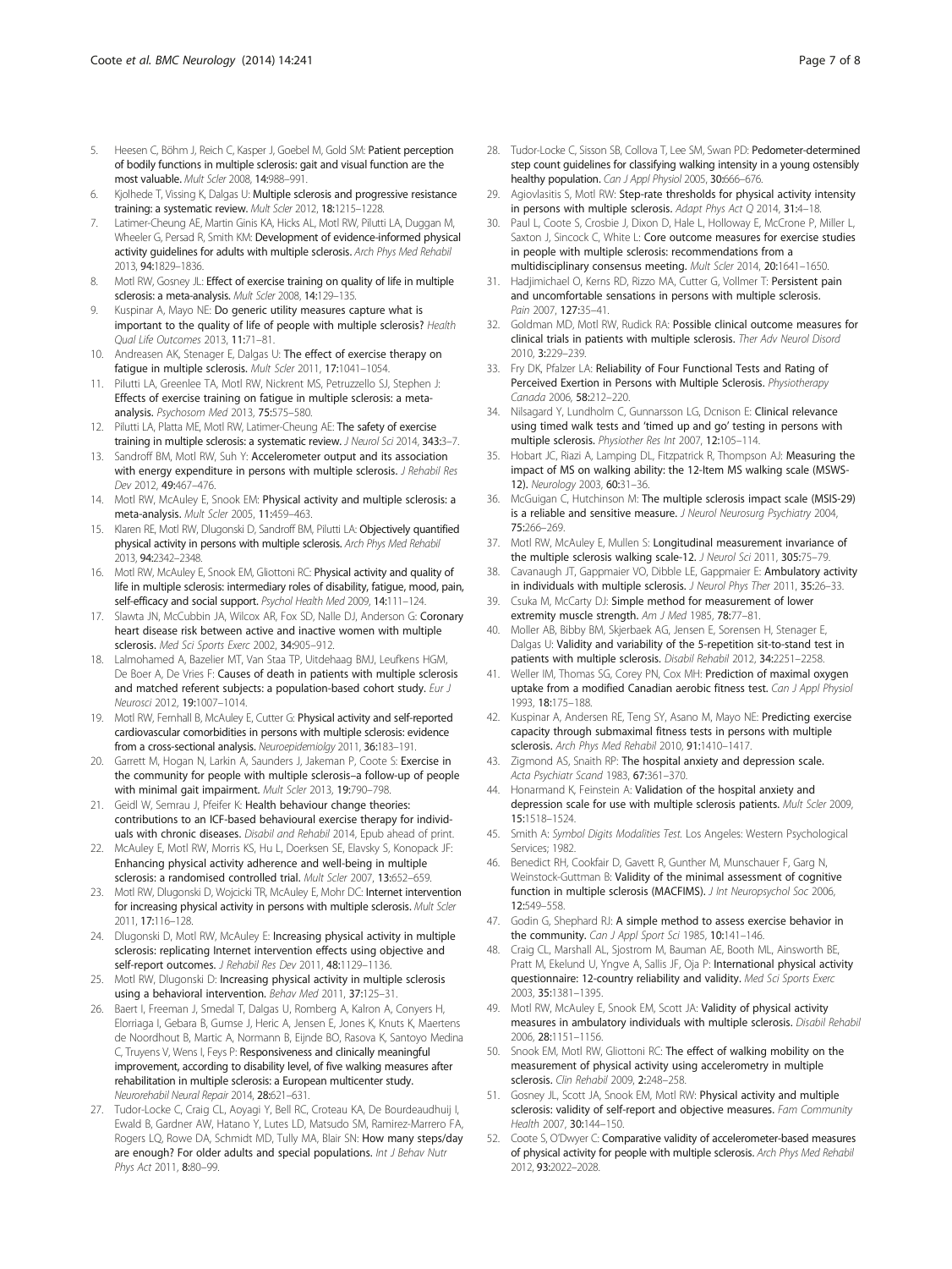5. Heesen C, Böhm J, Reich C, Kasper J, Goebel M, Gold SM: **Patient perception of bodily functions in multiple sclerosis: gait and visual function are the most valuable.** *Mult Scler* 2008, **14:**988–991.
6. Kjolhede T, Vissing K, Dalgas U: **Multiple sclerosis and progressive resistance training: a systematic review.** *Mult Scler* 2012, **18:**1215–1228.
7. Latimer-Cheung AE, Martin Ginis KA, Hicks AL, Motl RW, Pilutti LA, Duggan M, Wheeler G, Persad R, Smith KM: **Development of evidence-informed physical activity guidelines for adults with multiple sclerosis.** *Arch Phys Med Rehabil* 2013, **94:**1829–1836.
8. Motl RW, Gosney JL: **Effect of exercise training on quality of life in multiple sclerosis: a meta-analysis.** *Mult Scler* 2008, **14:**129–135.
9. Kuspinar A, Mayo NE: **Do generic utility measures capture what is important to the quality of life of people with multiple sclerosis?** *Health Qual Life Outcomes* 2013, **11:**71–81.
10. Andreasen AK, Stenager E, Dalgas U: **The effect of exercise therapy on fatigue in multiple sclerosis.** *Mult Scler* 2011, **17:**1041–1054.
11. Pilutti LA, Greenlee TA, Motl RW, Nickrent MS, Petruzzello SJ, Stephen J: **Effects of exercise training on fatigue in multiple sclerosis: a meta-analysis.** *Psychosom Med* 2013, **75:**575–580.
12. Pilutti LA, Platta ME, Motl RW, Latimer-Cheung AE: **The safety of exercise training in multiple sclerosis: a systematic review.** *J Neurol Sci* 2014, **343:**3–7.
13. Sandroff BM, Motl RW, Suh Y: **Accelerometer output and its association with energy expenditure in persons with multiple sclerosis.** *J Rehabil Res Dev* 2012, **49:**467–476.
14. Motl RW, McAuley E, Snook EM: **Physical activity and multiple sclerosis: a meta-analysis.** *Mult Scler* 2005, **11:**459–463.
15. Klaren RE, Motl RW, Dlugonski D, Sandroff BM, Pilutti LA: **Objectively quantified physical activity in persons with multiple sclerosis.** *Arch Phys Med Rehabil* 2013, **94:**2342–2348.
16. Motl RW, McAuley E, Snook EM, Gliottoni RC: **Physical activity and quality of life in multiple sclerosis: intermediary roles of disability, fatigue, mood, pain, self-efficacy and social support.** *Psychol Health Med* 2009, **14:**111–124.
17. Slawta JN, McCubbin JA, Wilcox AR, Fox SD, Nalle DJ, Anderson G: **Coronary heart disease risk between active and inactive women with multiple sclerosis.** *Med Sci Sports Exerc* 2002, **34:**905–912.
18. Lalmohamed A, Bazelier MT, Van Staa TP, Uitdehaag BMJ, Leufkens HGM, De Boer A, De Vries F: **Causes of death in patients with multiple sclerosis and matched referent subjects: a population-based cohort study.** *Eur J Neurosci* 2012, **19:**1007–1014.
19. Motl RW, Fernhall B, McAuley E, Cutter G: **Physical activity and self-reported cardiovascular comorbidities in persons with multiple sclerosis: evidence from a cross-sectional analysis.** *Neuroepidemiolgy* 2011, **36:**183–191.
20. Garrett M, Hogan N, Larkin A, Saunders J, Jakeman P, Coote S: **Exercise in the community for people with multiple sclerosis–a follow-up of people with minimal gait impairment.** *Mult Scler* 2013, **19:**790–798.
21. Geidl W, Semrau J, Pfeifer K: **Health behaviour change theories: contributions to an ICF-based behavioural exercise therapy for individuals with chronic diseases.** *Disabil and Rehabil* 2014, Epub ahead of print.
22. McAuley E, Motl RW, Morris KS, Hu L, Doerksen SE, Elavsky S, Konopack JF: **Enhancing physical activity adherence and well-being in multiple sclerosis: a randomised controlled trial.** *Mult Scler* 2007, **13:**652–659.
23. Motl RW, Dlugonski D, Wojcicki TR, McAuley E, Mohr DC: **Internet intervention for increasing physical activity in persons with multiple sclerosis.** *Mult Scler* 2011, **17:**116–128.
24. Dlugonski D, Motl RW, McAuley E: **Increasing physical activity in multiple sclerosis: replicating Internet intervention effects using objective and self-report outcomes.** *J Rehabil Res Dev* 2011, **48:**1129–1136.
25. Motl RW, Dlugonski D: **Increasing physical activity in multiple sclerosis using a behavioral intervention.** *Behav Med* 2011, **37:**125–31.
26. Baert I, Freeman J, Smedal T, Dalgas U, Romberg A, Kalron A, Conyers H, Elorriaga I, Gebara B, Gumse J, Heric A, Jensen E, Jones K, Knuts K, Maertens de Noordhout B, Martic A, Normann B, Eijnde BO, Rasova K, Santoyo Medina C, Truyens V, Wens I, Feys P: **Responsiveness and clinically meaningful improvement, according to disability level, of five walking measures after rehabilitation in multiple sclerosis: a European multicenter study.** *Neurorehabil Neural Repair* 2014, **28:**621–631.
27. Tudor-Locke C, Craig CL, Aoyagi Y, Bell RC, Croteau KA, De Bourdeaudhuij I, Ewald B, Gardner AW, Hatano Y, Lutes LD, Matsudo SM, Ramirez-Marrero FA, Rogers LQ, Rowe DA, Schmidt MD, Tully MA, Blair SN: **How many steps/day are enough? For older adults and special populations.** *Int J Behav Nutr Phys Act* 2011, **8:**80–99.
28. Tudor-Locke C, Sisson SB, Collova T, Lee SM, Swan PD: **Pedometer-determined step count guidelines for classifying walking intensity in a young ostensibly healthy population.** *Can J Appl Physiol* 2005, **30:**666–676.
29. Agiovlasitis S, Motl RW: **Step-rate thresholds for physical activity intensity in persons with multiple sclerosis.** *Adapt Phys Act Q* 2014, **31:**4–18.
30. Paul L, Coote S, Crosbie J, Dixon D, Hale L, Holloway E, McCrone P, Miller L, Saxton J, Sincock C, White L: **Core outcome measures for exercise studies in people with multiple sclerosis: recommendations from a multidisciplinary consensus meeting.** *Mult Scler* 2014, **20:**1641–1650.
31. Hadjimichael O, Kerns RD, Rizzo MA, Cutter G, Vollmer T: **Persistent pain and uncomfortable sensations in persons with multiple sclerosis.** *Pain* 2007, **127:**35–41.
32. Goldman MD, Motl RW, Rudick RA: **Possible clinical outcome measures for clinical trials in patients with multiple sclerosis.** *Ther Adv Neurol Disord* 2010, **3:**229–239.
33. Fry DK, Pfalzer LA: **Reliability of Four Functional Tests and Rating of Perceived Exertion in Persons with Multiple Sclerosis.** *Physiotherapy Canada* 2006, **58:**212–220.
34. Nilsagard Y, Lundholm C, Gunnarsson LG, Dcnison E: **Clinical relevance using timed walk tests and 'timed up and go' testing in persons with multiple sclerosis.** *Physiother Res Int* 2007, **12:**105–114.
35. Hobart JC, Riazi A, Lamping DL, Fitzpatrick R, Thompson AJ: **Measuring the impact of MS on walking ability: the 12-Item MS walking scale (MSWS-12).** *Neurology* 2003, **60:**31–36.
36. McGuigan C, Hutchinson M: **The multiple sclerosis impact scale (MSIS-29) is a reliable and sensitive measure.** *J Neurol Neurosurg Psychiatry* 2004, **75:**266–269.
37. Motl RW, McAuley E, Mullen S: **Longitudinal measurement invariance of the multiple sclerosis walking scale-12.** *J Neurol Sci* 2011, **305:**75–79.
38. Cavanaugh JT, Gappmaier VO, Dibble LE, Gappmaier E: **Ambulatory activity in individuals with multiple sclerosis.** *J Neurol Phys Ther* 2011, **35:**26–33.
39. Csuka M, McCarty DJ: **Simple method for measurement of lower extremity muscle strength.** *Am J Med* 1985, **78:**77–81.
40. Moller AB, Bibby BM, Skjerbaek AG, Jensen E, Sorensen H, Stenager E, Dalgas U: **Validity and variability of the 5-repetition sit-to-stand test in patients with multiple sclerosis.** *Disabil Rehabil* 2012, **34:**2251–2258.
41. Weller IM, Thomas SG, Corey PN, Cox MH: **Prediction of maximal oxygen uptake from a modified Canadian aerobic fitness test.** *Can J Appl Physiol* 1993, **18:**175–188.
42. Kuspinar A, Andersen RE, Teng SY, Asano M, Mayo NE: **Predicting exercise capacity through submaximal fitness tests in persons with multiple sclerosis.** *Arch Phys Med Rehabil* 2010, **91:**1410–1417.
43. Zigmond AS, Snaith RP: **The hospital anxiety and depression scale.** *Acta Psychiatr Scand* 1983, **67:**361–370.
44. Honarmand K, Feinstein A: **Validation of the hospital anxiety and depression scale for use with multiple sclerosis patients.** *Mult Scler* 2009, **15:**1518–1524.
45. Smith A: *Symbol Digits Modalities Test.* Los Angeles: Western Psychological Services; 1982.
46. Benedict RH, Cookfair D, Gavett R, Gunther M, Munschauer F, Garg N, Weinstock-Guttman B: **Validity of the minimal assessment of cognitive function in multiple sclerosis (MACFIMS).** *J Int Neuropsychol Soc* 2006, **12:**549–558.
47. Godin G, Shephard RJ: **A simple method to assess exercise behavior in the community.** *Can J Appl Sport Sci* 1985, **10:**141–146.
48. Craig CL, Marshall AL, Sjostrom M, Bauman AE, Booth ML, Ainsworth BE, Pratt M, Ekelund U, Yngve A, Sallis JF, Oja P: **International physical activity questionnaire: 12-country reliability and validity.** *Med Sci Sports Exerc* 2003, **35:**1381–1395.
49. Motl RW, McAuley E, Snook EM, Scott JA: **Validity of physical activity measures in ambulatory individuals with multiple sclerosis.** *Disabil Rehabil* 2006, **28:**1151–1156.
50. Snook EM, Motl RW, Gliottoni RC: **The effect of walking mobility on the measurement of physical activity using accelerometry in multiple sclerosis.** *Clin Rehabil* 2009, **2:**248–258.
51. Gosney JL, Scott JA, Snook EM, Motl RW: **Physical activity and multiple sclerosis: validity of self-report and objective measures.** *Fam Community Health* 2007, **30:**144–150.
52. Coote S, O'Dwyer C: **Comparative validity of accelerometer-based measures of physical activity for people with multiple sclerosis.** *Arch Phys Med Rehabil* 2012, **93:**2022–2028.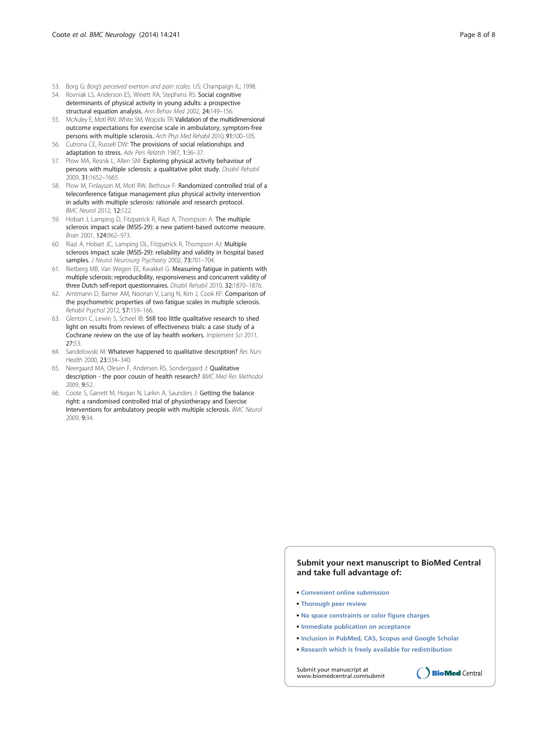53. Borg G: *Borg's perceived exertion and pain scales.* US: Champaign IL; 1998.
54. Rovniak LS, Anderson ES, Winett RA, Stephens RS: **Social cognitive determinants of physical activity in young adults: a prospective structural equation analysis.** *Ann Behav Med* 2002, **24:**149–156.
55. McAuley E, Motl RW, White SM, Wojcicki TR: **Validation of the multidimensional outcome expectations for exercise scale in ambulatory, symptom-free persons with multiple sclerosis.** *Arch Phys Med Rehabil* 2010, **91:**100–105.
56. Cutrona CE, Russell DW: **The provisions of social relationships and adaptation to stress.** *Adv Pers Relatsh* 1987, **1:**36–37.
57. Plow MA, Resnik L, Allen SM: **Exploring physical activity behaviour of persons with multiple sclerosis: a qualitative pilot study.** *Disabil Rehabil* 2009, **31:**1652–1665.
58. Plow M, Finlayson M, Motl RW, Bethoux F: **Randomized controlled trial of a teleconference fatigue management plus physical activity intervention in adults with multiple sclerosis: rationale and research protocol.** *BMC Neurol* 2012, **12:**122.
59. Hobart J, Lamping D, Fitzpatrick R, Riazi A, Thompson A: **The multiple sclerosis impact scale (MSIS-29): a new patient-based outcome measure.** *Brain* 2001, **124:**962–973.
60. Riazi A, Hobart JC, Lamping DL, Fitzpatrick R, Thompson AJ: **Multiple sclerosis impact scale (MSIS-29): reliability and validity in hospital based samples.** *J Neurol Neurosurg Psychiatry* 2002, **73:**701–704.
61. Rietberg MB, Van Wegen EE, Kwakkel G: **Measuring fatigue in patients with multiple sclerosis: reproducibility, responsiveness and concurrent validity of three Dutch self-report questionnaires.** *Disabil Rehabil* 2010, **32:**1870–1876.
62. Amtmann D, Bamer AM, Noonan V, Lang N, Kim J, Cook KF: **Comparison of the psychometric properties of two fatigue scales in multiple sclerosis.** *Rehabil Psychol* 2012, **57:**159–166.
63. Glenton C, Lewin S, Scheel IB: **Still too little qualitative research to shed light on results from reviews of effectiveness trials: a case study of a Cochrane review on the use of lay health workers.** *Implement Sci* 2011, **27:**53.
64. Sandelowski M: **Whatever happened to qualitative description?** *Res Nurs Health* 2000, **23:**334–340.
65. Neergaard MA, Olesen F, Andersen RS, Sondergaard J: **Qualitative description - the poor cousin of health research?** *BMC Med Res Methodol* 2009, **9:**52.
66. Coote S, Garrett M, Hogan N, Larkin A, Saunders J: **Getting the balance right: a randomised controlled trial of physiotherapy and Exercise Interventions for ambulatory people with multiple sclerosis.** *BMC Neurol* 2009, **9:**34.

**Submit your next manuscript to BioMed Central and take full advantage of:**

- **Convenient online submission**
- **Thorough peer review**
- **No space constraints or color figure charges**
- **Immediate publication on acceptance**
- **Inclusion in PubMed, CAS, Scopus and Google Scholar**
- **Research which is freely available for redistribution**

Submit your manuscript at
www.biomedcentral.com/submit

BioMed Central